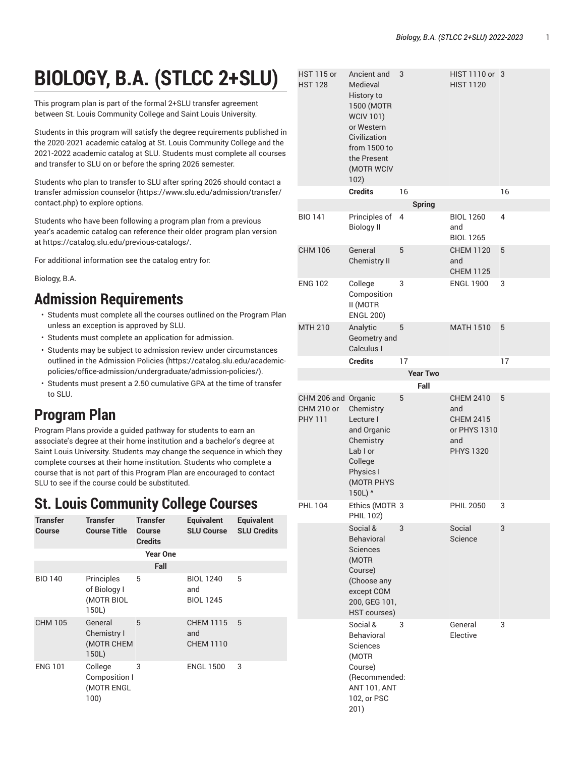# BIOLOGY, B.A. (STLCC 2+SLU)

This program plan is part of the formal 2+SLU transfer agreement between St. Louis Community College and Saint Louis University.

Students in this program will satisfy the degree requirements published in the 2020-2021 academic catalog at St. Louis Community College and the 2021-2022 academic catalog at SLU. Students must complete all courses and transfer to SLU on or before the spring 2026 semester.

Students who plan to transfer to SLU after spring 2026 should contact a transfer admission counselor (https://www.slu.edu/admission/transfer/contact.php) to explore options.

Students who have been following a program plan from a previous year's academic catalog can reference their older program plan version at https://catalog.slu.edu/previous-catalogs/.

For additional information see the catalog entry for:

Biology, B.A.

## Admission Requirements

- Students must complete all the courses outlined on the Program Plan unless an exception is approved by SLU.
- Students must complete an application for admission.
- Students may be subject to admission review under circumstances outlined in the Admission Policies (https://catalog.slu.edu/academic-policies/office-admission/undergraduate/admission-policies/).
- Students must present a 2.50 cumulative GPA at the time of transfer to SLU.

## Program Plan

Program Plans provide a guided pathway for students to earn an associate's degree at their home institution and a bachelor's degree at Saint Louis University. Students may change the sequence in which they complete courses at their home institution. Students who complete a course that is not part of this Program Plan are encouraged to contact SLU to see if the course could be substituted.

## St. Louis Community College Courses

| Transfer Course | Transfer Course Title | Transfer Course Credits | Equivalent SLU Course | Equivalent SLU Credits |
|---|---|---|---|---|
| | | **Year One** | | |
| | | **Fall** | | |
| BIO 140 | Principles of Biology I (MOTR BIOL 150L) | 5 | BIOL 1240 and BIOL 1245 | 5 |
| CHM 105 | General Chemistry I (MOTR CHEM 150L) | 5 | CHEM 1115 and CHEM 1110 | 5 |
| ENG 101 | College Composition I (MOTR ENGL 100) | 3 | ENGL 1500 | 3 |
| HST 115 or HST 128 | Ancient and Medieval History to 1500 (MOTR WCIV 101) or Western Civilization from 1500 to the Present (MOTR WCIV 102) | 3 | HIST 1110 or HIST 1120 | 3 |
| | **Credits** | 16 | | 16 |
| | | **Spring** | | |
| BIO 141 | Principles of Biology II | 4 | BIOL 1260 and BIOL 1265 | 4 |
| CHM 106 | General Chemistry II | 5 | CHEM 1120 and CHEM 1125 | 5 |
| ENG 102 | College Composition II (MOTR ENGL 200) | 3 | ENGL 1900 | 3 |
| MTH 210 | Analytic Geometry and Calculus I | 5 | MATH 1510 | 5 |
| | **Credits** | 17 | | 17 |
| | | **Year Two** | | |
| | | **Fall** | | |
| CHM 206 and CHM 210 or PHY 111 | Organic Chemistry Lecture I and Organic Chemistry Lab I or College Physics I (MOTR PHYS 150L) ^ | 5 | CHEM 2410 and CHEM 2415 or PHYS 1310 and PHYS 1320 | 5 |
| PHL 104 | Ethics (MOTR PHIL 102) | 3 | PHIL 2050 | 3 |
| | Social & Behavioral Sciences (MOTR Course) (Choose any except COM 200, GEG 101, HST courses) | 3 | Social Science | 3 |
| | Social & Behavioral Sciences (MOTR Course) (Recommended: ANT 101, ANT 102, or PSC 201) | 3 | General Elective | 3 |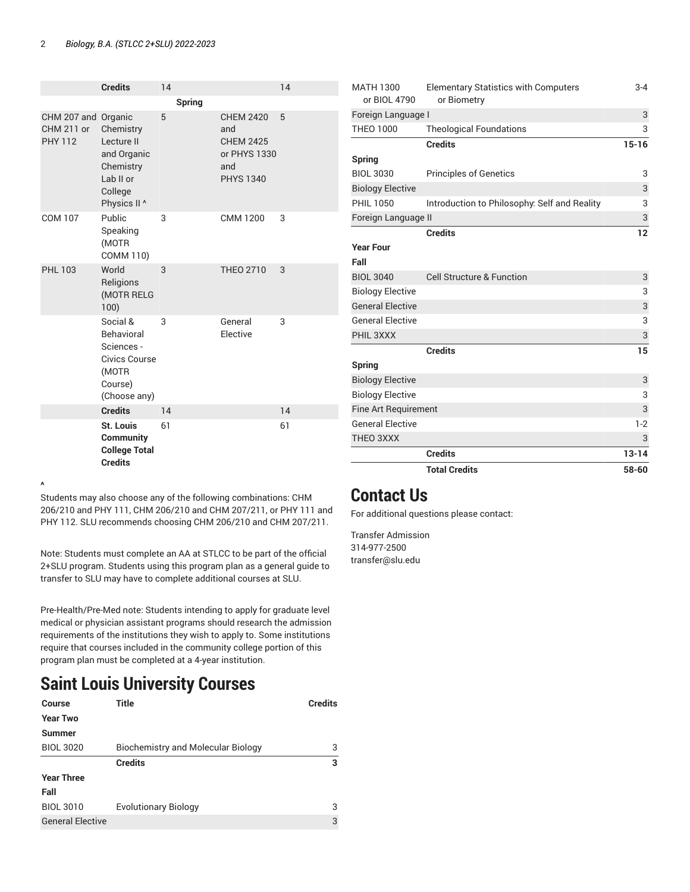| | | | | |
|---|---|---|---|---|
| | **Credits** | 14 | | 14 |
| | | **Spring** | | |
| CHM 207 and CHM 211 or PHY 112 | Organic Chemistry Lecture II and Organic Chemistry Lab II or College Physics II ^ | 5 | CHEM 2420 and CHEM 2425 or PHYS 1330 and PHYS 1340 | 5 |
| COM 107 | Public Speaking (MOTR COMM 110) | 3 | CMM 1200 | 3 |
| PHL 103 | World Religions (MOTR RELG 100) | 3 | THEO 2710 | 3 |
| | Social & Behavioral Sciences - Civics Course (MOTR Course) (Choose any) | 3 | General Elective | 3 |
| | **Credits** | 14 | | 14 |
| | **St. Louis Community College Total Credits** | 61 | | 61 |

^

Students may also choose any of the following combinations: CHM 206/210 and PHY 111, CHM 206/210 and CHM 207/211, or PHY 111 and PHY 112. SLU recommends choosing CHM 206/210 and CHM 207/211.

Note: Students must complete an AA at STLCC to be part of the official 2+SLU program. Students using this program plan as a general guide to transfer to SLU may have to complete additional courses at SLU.

Pre-Health/Pre-Med note: Students intending to apply for graduate level medical or physician assistant programs should research the admission requirements of the institutions they wish to apply to. Some institutions require that courses included in the community college portion of this program plan must be completed at a 4-year institution.

## Saint Louis University Courses

| Course | Title | Credits |
|---|---|---|
| **Year Two** | | |
| **Summer** | | |
| BIOL 3020 | Biochemistry and Molecular Biology | 3 |
| | **Credits** | **3** |
| **Year Three** | | |
| **Fall** | | |
| BIOL 3010 | Evolutionary Biology | 3 |
| General Elective | | 3 |
| MATH 1300 or BIOL 4790 | Elementary Statistics with Computers or Biometry | 3-4 |
| Foreign Language I | | 3 |
| THEO 1000 | Theological Foundations | 3 |
| | **Credits** | **15-16** |
| **Spring** | | |
| BIOL 3030 | Principles of Genetics | 3 |
| Biology Elective | | 3 |
| PHIL 1050 | Introduction to Philosophy: Self and Reality | 3 |
| Foreign Language II | | 3 |
| | **Credits** | **12** |
| **Year Four** | | |
| **Fall** | | |
| BIOL 3040 | Cell Structure & Function | 3 |
| Biology Elective | | 3 |
| General Elective | | 3 |
| General Elective | | 3 |
| PHIL 3XXX | | 3 |
| | **Credits** | **15** |
| **Spring** | | |
| Biology Elective | | 3 |
| Biology Elective | | 3 |
| Fine Art Requirement | | 3 |
| General Elective | | 1-2 |
| THEO 3XXX | | 3 |
| | **Credits** | **13-14** |
| | **Total Credits** | **58-60** |

## Contact Us

For additional questions please contact:

Transfer Admission
314-977-2500
transfer@slu.edu